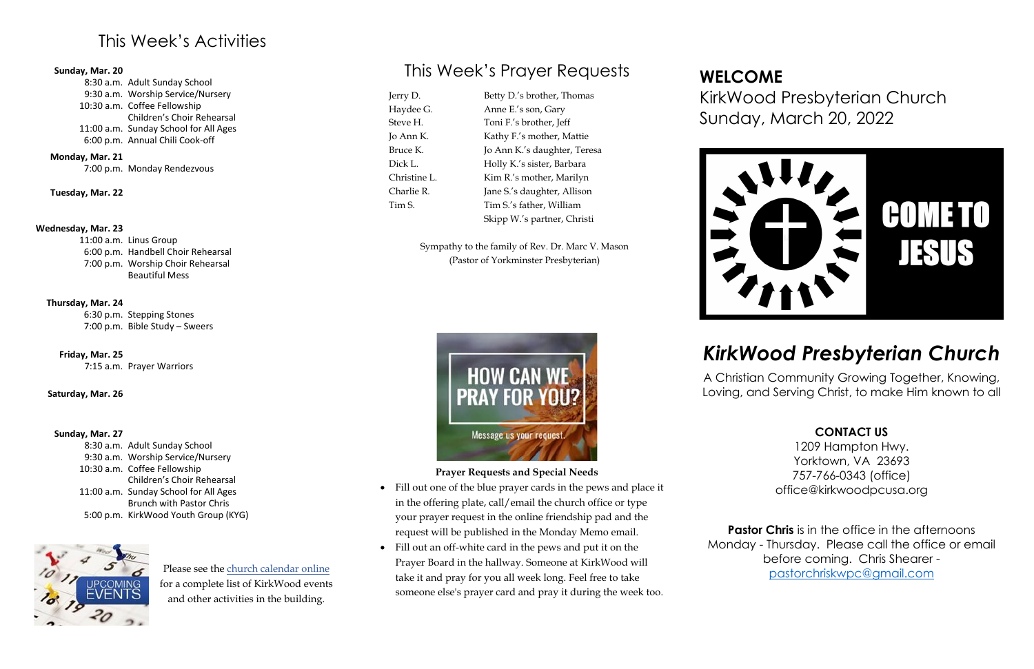## This Week's Activities

**Sunday, Mar. 20**
- 8:30 a.m. Adult Sunday School
- 9:30 a.m. Worship Service/Nursery
- 10:30 a.m. Coffee Fellowship; Children's Choir Rehearsal
- 11:00 a.m. Sunday School for All Ages
- 6:00 p.m. Annual Chili Cook-off

**Monday, Mar. 21**
- 7:00 p.m. Monday Rendezvous

**Tuesday, Mar. 22**

**Wednesday, Mar. 23**
- 11:00 a.m. Linus Group
- 6:00 p.m. Handbell Choir Rehearsal
- 7:00 p.m. Worship Choir Rehearsal; Beautiful Mess

**Thursday, Mar. 24**
- 6:30 p.m. Stepping Stones
- 7:00 p.m. Bible Study – Sweers

**Friday, Mar. 25**
- 7:15 a.m. Prayer Warriors

**Saturday, Mar. 26**

**Sunday, Mar. 27**
- 8:30 a.m. Adult Sunday School
- 9:30 a.m. Worship Service/Nursery
- 10:30 a.m. Coffee Fellowship; Children's Choir Rehearsal
- 11:00 a.m. Sunday School for All Ages; Brunch with Pastor Chris
- 5:00 p.m. KirkWood Youth Group (KYG)

UPCOMING EVENTS

Please see the church calendar online for a complete list of KirkWood events and other activities in the building.

## This Week's Prayer Requests

| | |
|---|---|
| Jerry D. | Betty D.'s brother, Thomas |
| Haydee G. | Anne E.'s son, Gary |
| Steve H. | Toni F.'s brother, Jeff |
| Jo Ann K. | Kathy F.'s mother, Mattie |
| Bruce K. | Jo Ann K.'s daughter, Teresa |
| Dick L. | Holly K.'s sister, Barbara |
| Christine L. | Kim R.'s mother, Marilyn |
| Charlie R. | Jane S.'s daughter, Allison |
| Tim S. | Tim S.'s father, William |
| | Skipp W.'s partner, Christi |

Sympathy to the family of Rev. Dr. Marc V. Mason (Pastor of Yorkminster Presbyterian)

HOW CAN WE PRAY FOR YOU?
Message us your request.

**Prayer Requests and Special Needs**

- Fill out one of the blue prayer cards in the pews and place it in the offering plate, call/email the church office or type your prayer request in the online friendship pad and the request will be published in the Monday Memo email.
- Fill out an off-white card in the pews and put it on the Prayer Board in the hallway. Someone at KirkWood will take it and pray for you all week long. Feel free to take someone else's prayer card and pray it during the week too.

# WELCOME

KirkWood Presbyterian Church
Sunday, March 20, 2022

COME TO JESUS

# *KirkWood Presbyterian Church*

A Christian Community Growing Together, Knowing, Loving, and Serving Christ, to make Him known to all

**CONTACT US**

1209 Hampton Hwy.
Yorktown, VA 23693
757-766-0343 (office)
office@kirkwoodpcusa.org

**Pastor Chris** is in the office in the afternoons Monday - Thursday. Please call the office or email before coming. Chris Shearer - pastorchriskwpc@gmail.com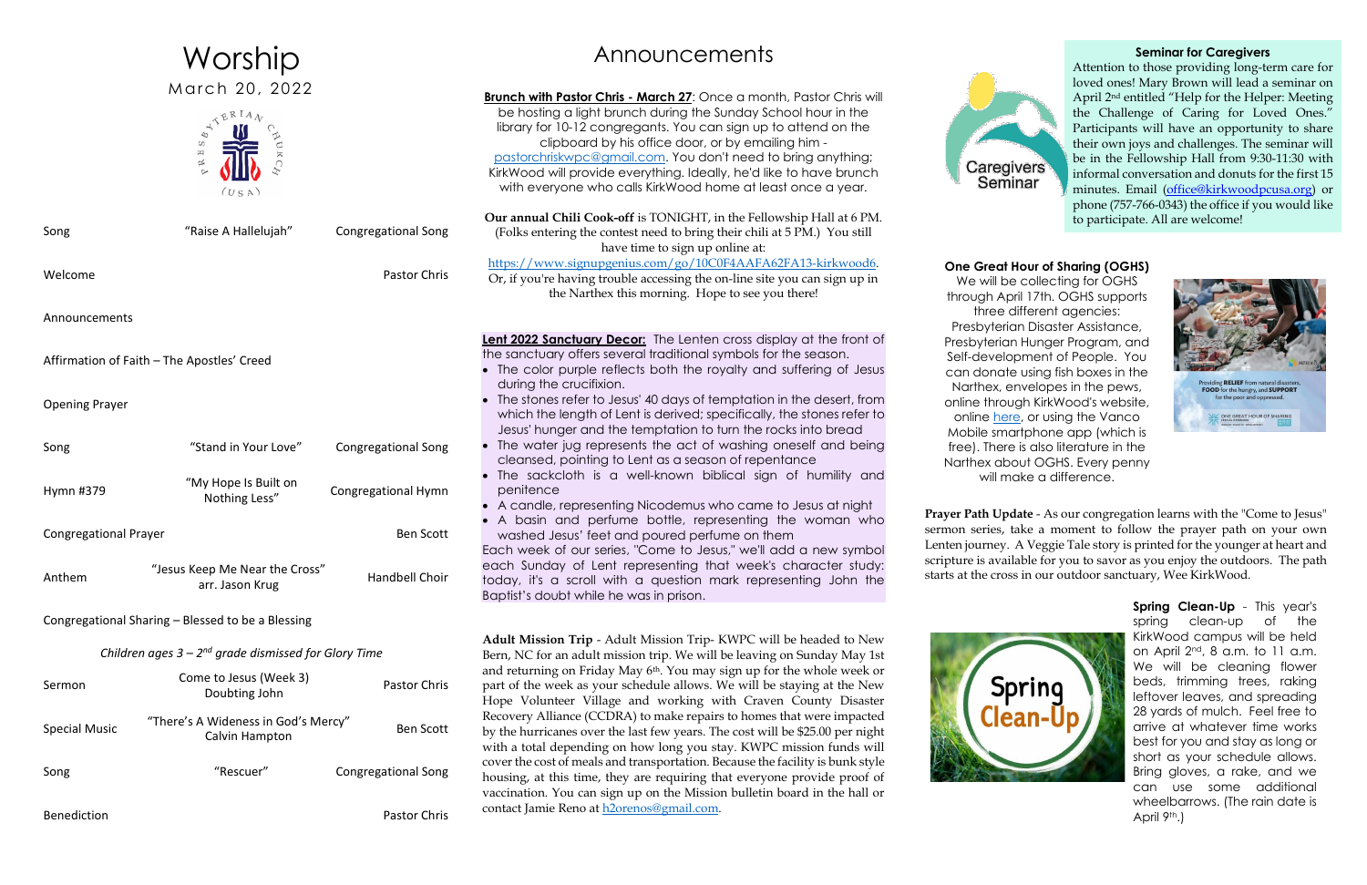# Worship

March 20, 2022

| | | |
|---|---|---|
| Song | "Raise A Hallelujah" | Congregational Song |
| Welcome | | Pastor Chris |
| Announcements | | |
| Affirmation of Faith – The Apostles' Creed | | |
| Opening Prayer | | |
| Song | "Stand in Your Love" | Congregational Song |
| Hymn #379 | "My Hope Is Built on Nothing Less" | Congregational Hymn |
| Congregational Prayer | | Ben Scott |
| Anthem | "Jesus Keep Me Near the Cross" arr. Jason Krug | Handbell Choir |
| Congregational Sharing – Blessed to be a Blessing | | |

*Children ages 3 – 2nd grade dismissed for Glory Time*

| | | |
|---|---|---|
| Sermon | Come to Jesus (Week 3) Doubting John | Pastor Chris |
| Special Music | "There's A Wideness in God's Mercy" Calvin Hampton | Ben Scott |
| Song | "Rescuer" | Congregational Song |
| Benediction | | Pastor Chris |

# Announcements

**Brunch with Pastor Chris - March 27**: Once a month, Pastor Chris will be hosting a light brunch during the Sunday School hour in the library for 10-12 congregants. You can sign up to attend on the clipboard by his office door, or by emailing him - pastorchriskwpc@gmail.com. You don't need to bring anything; KirkWood will provide everything. Ideally, he'd like to have brunch with everyone who calls KirkWood home at least once a year.

**Our annual Chili Cook-off** is TONIGHT, in the Fellowship Hall at 6 PM. (Folks entering the contest need to bring their chili at 5 PM.) You still have time to sign up online at: https://www.signupgenius.com/go/10C0F4AAFA62FA13-kirkwood6. Or, if you're having trouble accessing the on-line site you can sign up in the Narthex this morning. Hope to see you there!

**Lent 2022 Sanctuary Decor:** The Lenten cross display at the front of the sanctuary offers several traditional symbols for the season.

- The color purple reflects both the royalty and suffering of Jesus during the crucifixion.
- The stones refer to Jesus' 40 days of temptation in the desert, from which the length of Lent is derived; specifically, the stones refer to Jesus' hunger and the temptation to turn the rocks into bread
- The water jug represents the act of washing oneself and being cleansed, pointing to Lent as a season of repentance
- The sackcloth is a well-known biblical sign of humility and penitence
- A candle, representing Nicodemus who came to Jesus at night
- A basin and perfume bottle, representing the woman who washed Jesus' feet and poured perfume on them

Each week of our series, "Come to Jesus," we'll add a new symbol each Sunday of Lent representing that week's character study: today, it's a scroll with a question mark representing John the Baptist's doubt while he was in prison.

**Adult Mission Trip** - Adult Mission Trip- KWPC will be headed to New Bern, NC for an adult mission trip. We will be leaving on Sunday May 1st and returning on Friday May 6th. You may sign up for the whole week or part of the week as your schedule allows. We will be staying at the New Hope Volunteer Village and working with Craven County Disaster Recovery Alliance (CCDRA) to make repairs to homes that were impacted by the hurricanes over the last few years. The cost will be $25.00 per night with a total depending on how long you stay. KWPC mission funds will cover the cost of meals and transportation. Because the facility is bunk style housing, at this time, they are requiring that everyone provide proof of vaccination. You can sign up on the Mission bulletin board in the hall or contact Jamie Reno at h2orenos@gmail.com.

**Seminar for Caregivers**

Caregivers Seminar

Attention to those providing long-term care for loved ones! Mary Brown will lead a seminar on April 2nd entitled "Help for the Helper: Meeting the Challenge of Caring for Loved Ones." Participants will have an opportunity to share their own joys and challenges. The seminar will be in the Fellowship Hall from 9:30-11:30 with informal conversation and donuts for the first 15 minutes. Email (office@kirkwoodpcusa.org) or phone (757-766-0343) the office if you would like to participate. All are welcome!

**One Great Hour of Sharing (OGHS)**

We will be collecting for OGHS through April 17th. OGHS supports three different agencies: Presbyterian Disaster Assistance, Presbyterian Hunger Program, and Self-development of People. You can donate using fish boxes in the Narthex, envelopes in the pews, online through KirkWood's website, online here, or using the Vanco Mobile smartphone app (which is free). There is also literature in the Narthex about OGHS. Every penny will make a difference.

Providing RELIEF from natural disasters, FOOD for the hungry, and SUPPORT for the poor and oppressed.

ONE GREAT HOUR OF SHARING

**Prayer Path Update** - As our congregation learns with the "Come to Jesus" sermon series, take a moment to follow the prayer path on your own Lenten journey. A Veggie Tale story is printed for the younger at heart and scripture is available for you to savor as you enjoy the outdoors. The path starts at the cross in our outdoor sanctuary, Wee KirkWood.

Spring Clean-Up

**Spring Clean-Up** - This year's spring clean-up of the KirkWood campus will be held on April 2nd, 8 a.m. to 11 a.m. We will be cleaning flower beds, trimming trees, raking leftover leaves, and spreading 28 yards of mulch. Feel free to arrive at whatever time works best for you and stay as long or short as your schedule allows. Bring gloves, a rake, and we can use some additional wheelbarrows. (The rain date is April 9th.)